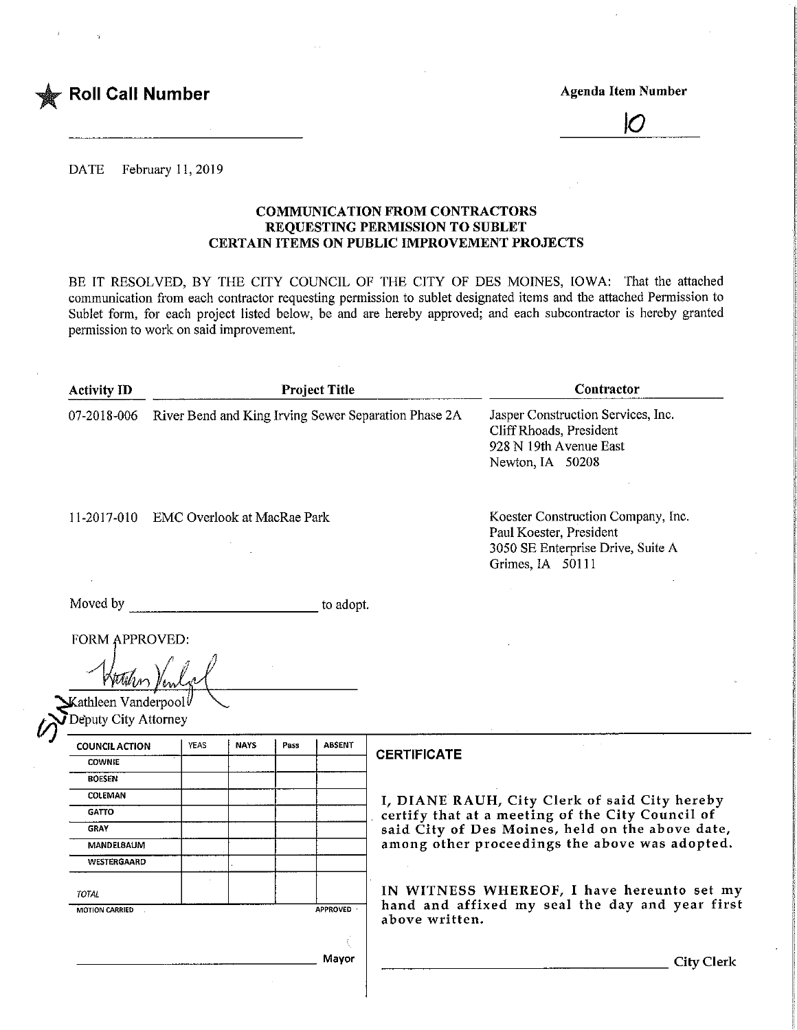★ **Roll Call Number** ______________________

**Agenda Item Number** 10

DATE February 11, 2019

### COMMUNICATION FROM CONTRACTORS REQUESTING PERMISSION TO SUBLET CERTAIN ITEMS ON PUBLIC IMPROVEMENT PROJECTS

BE IT RESOLVED, BY THE CITY COUNCIL OF THE CITY OF DES MOINES, IOWA: That the attached communication from each contractor requesting permission to sublet designated items and the attached Permission to Sublet form, for each project listed below, be and are hereby approved; and each subcontractor is hereby granted permission to work on said improvement.

| Activity ID | Project Title | Contractor |
|---|---|---|
| 07-2018-006 | River Bend and King Irving Sewer Separation Phase 2A | Jasper Construction Services, Inc.<br>Cliff Rhoads, President<br>928 N 19th Avenue East<br>Newton, IA 50208 |
| 11-2017-010 | EMC Overlook at MacRae Park | Koester Construction Company, Inc.<br>Paul Koester, President<br>3050 SE Enterprise Drive, Suite A<br>Grimes, IA 50111 |

Moved by ______________________ to adopt.

FORM APPROVED:

Kathleen Vanderpool
Deputy City Attorney

| COUNCIL ACTION | YEAS | NAYS | Pass | ABSENT |
|---|---|---|---|---|
| COWNIE | | | | |
| BOESEN | | | | |
| COLEMAN | | | | |
| GATTO | | | | |
| GRAY | | | | |
| MANDELBAUM | | | | |
| WESTERGAARD | | | | |
| TOTAL | | | | |
| MOTION CARRIED | | | | APPROVED |

______________________ Mayor

**CERTIFICATE**

I, DIANE RAUH, City Clerk of said City hereby certify that at a meeting of the City Council of said City of Des Moines, held on the above date, among other proceedings the above was adopted.

IN WITNESS WHEREOF, I have hereunto set my hand and affixed my seal the day and year first above written.

______________________ City Clerk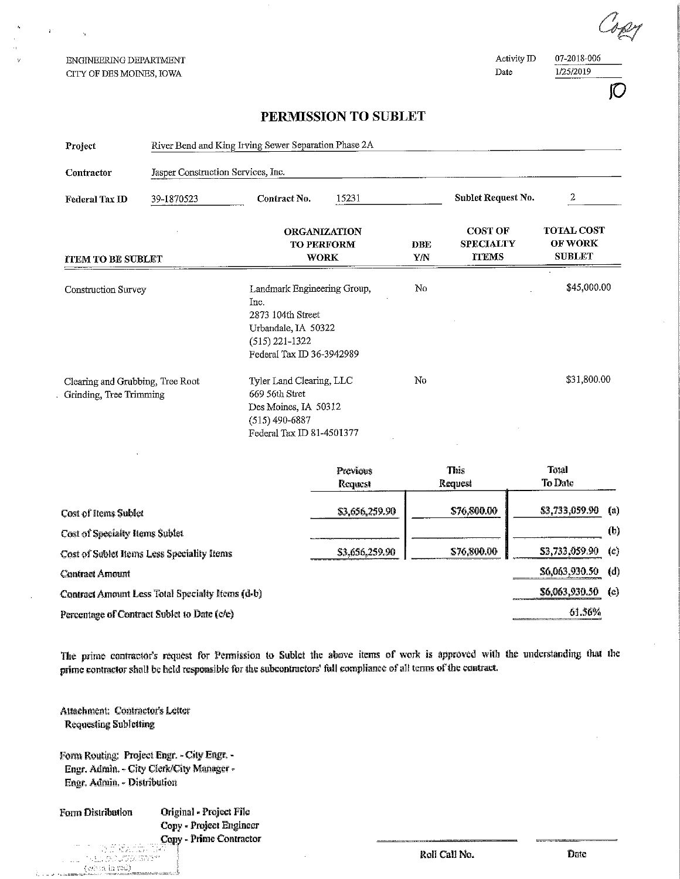Copy

ENGINEERING DEPARTMENT
CITY OF DES MOINES, IOWA

Activity ID 07-2018-006
Date 1/25/2019

10

# PERMISSION TO SUBLET

**Project** River Bend and King Irving Sewer Separation Phase 2A

**Contractor** Jasper Construction Services, Inc.

**Federal Tax ID** 39-1870523 **Contract No.** 15231 **Sublet Request No.** 2

| ITEM TO BE SUBLET | ORGANIZATION TO PERFORM WORK | DBE Y/N | COST OF SPECIALTY ITEMS | TOTAL COST OF WORK SUBLET |
|---|---|---|---|---|
| Construction Survey | Landmark Engineering Group, Inc.<br>2873 104th Street<br>Urbandale, IA 50322<br>(515) 221-1322<br>Federal Tax ID 36-3942989 | No | | $45,000.00 |
| Clearing and Grubbing, Tree Root Grinding, Tree Trimming | Tyler Land Clearing, LLC<br>669 56th Stret<br>Des Moines, IA 50312<br>(515) 490-6887<br>Federal Tax ID 81-4501377 | No | | $31,800.00 |

| | Previous Request | This Request | Total To Date | |
|---|---|---|---|---|
| Cost of Items Sublet | $3,656,259.90 | $76,800.00 | $3,733,059.90 | (a) |
| Cost of Specialty Items Sublet | | | | (b) |
| Cost of Sublet Items Less Speciality Items | $3,656,259.90 | $76,800.00 | $3,733,059.90 | (c) |
| Contract Amount | | | $6,063,930.50 | (d) |
| Contract Amount Less Total Specialty Items (d-b) | | | $6,063,930.50 | (e) |
| Percentage of Contract Sublet to Date (c/e) | | | 61.56% | |

The prime contractor's request for Permission to Sublet the above items of work is approved with the understanding that the prime contractor shall be held responsible for the subcontractors' full compliance of all terms of the contract.

Attachment: Contractor's Letter
Requesting Subletting

Form Routing: Project Engr. - City Engr. - Engr. Admin. - City Clerk/City Manager - Engr. Admin. - Distribution

Form Distribution
Original - Project File
Copy - Project Engineer
Copy - Prime Contractor

Roll Call No. Date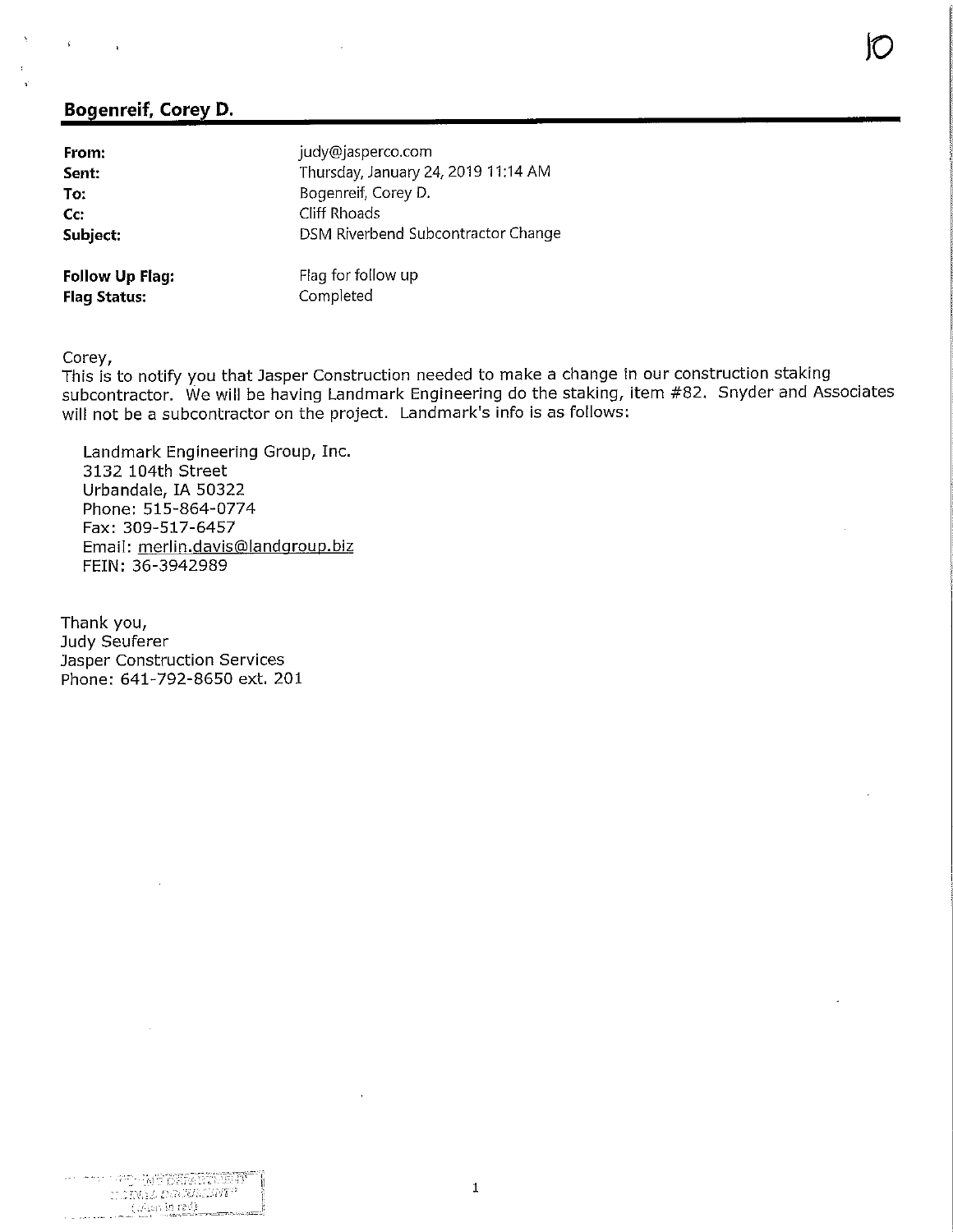## Bogenreif, Corey D.

| | |
|---|---|
| **From:** | judy@jasperco.com |
| **Sent:** | Thursday, January 24, 2019 11:14 AM |
| **To:** | Bogenreif, Corey D. |
| **Cc:** | Cliff Rhoads |
| **Subject:** | DSM Riverbend Subcontractor Change |
| **Follow Up Flag:** | Flag for follow up |
| **Flag Status:** | Completed |

Corey,
This is to notify you that Jasper Construction needed to make a change in our construction staking subcontractor. We will be having Landmark Engineering do the staking, item #82. Snyder and Associates will not be a subcontractor on the project. Landmark's info is as follows:

Landmark Engineering Group, Inc.
3132 104th Street
Urbandale, IA 50322
Phone: 515-864-0774
Fax: 309-517-6457
Email: merlin.davis@landgroup.biz
FEIN: 36-3942989

Thank you,
Judy Seuferer
Jasper Construction Services
Phone: 641-792-8650 ext. 201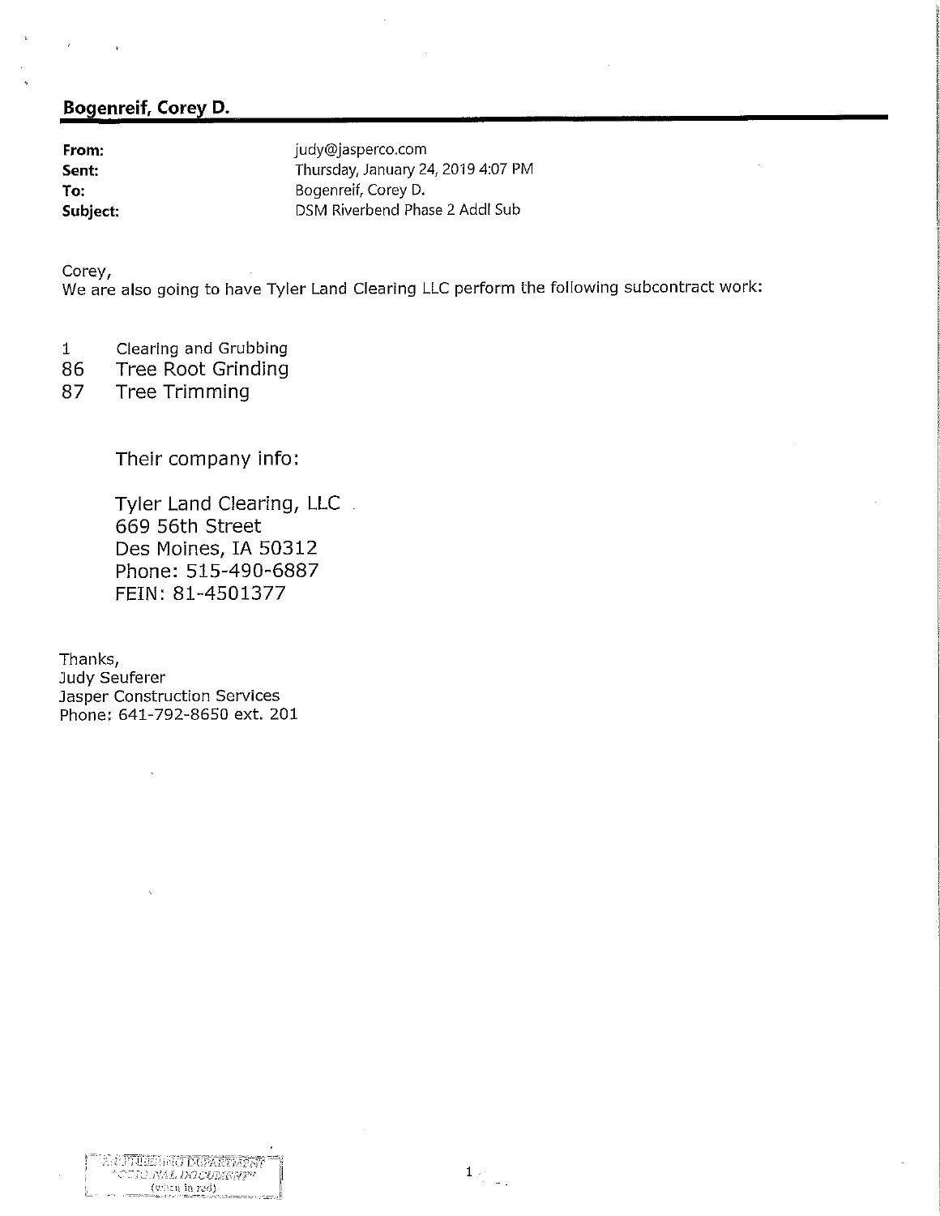**Bogenreif, Corey D.**

| | |
|---|---|
| **From:** | judy@jasperco.com |
| **Sent:** | Thursday, January 24, 2019 4:07 PM |
| **To:** | Bogenreif, Corey D. |
| **Subject:** | DSM Riverbend Phase 2 Addl Sub |

Corey,
We are also going to have Tyler Land Clearing LLC perform the following subcontract work:

1 Clearing and Grubbing
86 Tree Root Grinding
87 Tree Trimming

Their company info:

Tyler Land Clearing, LLC
669 56th Street
Des Moines, IA 50312
Phone: 515-490-6887
FEIN: 81-4501377

Thanks,
Judy Seuferer
Jasper Construction Services
Phone: 641-792-8650 ext. 201

ENGINEERING DEPARTMENT
"ORIGINAL DOCUMENT"
(when in red)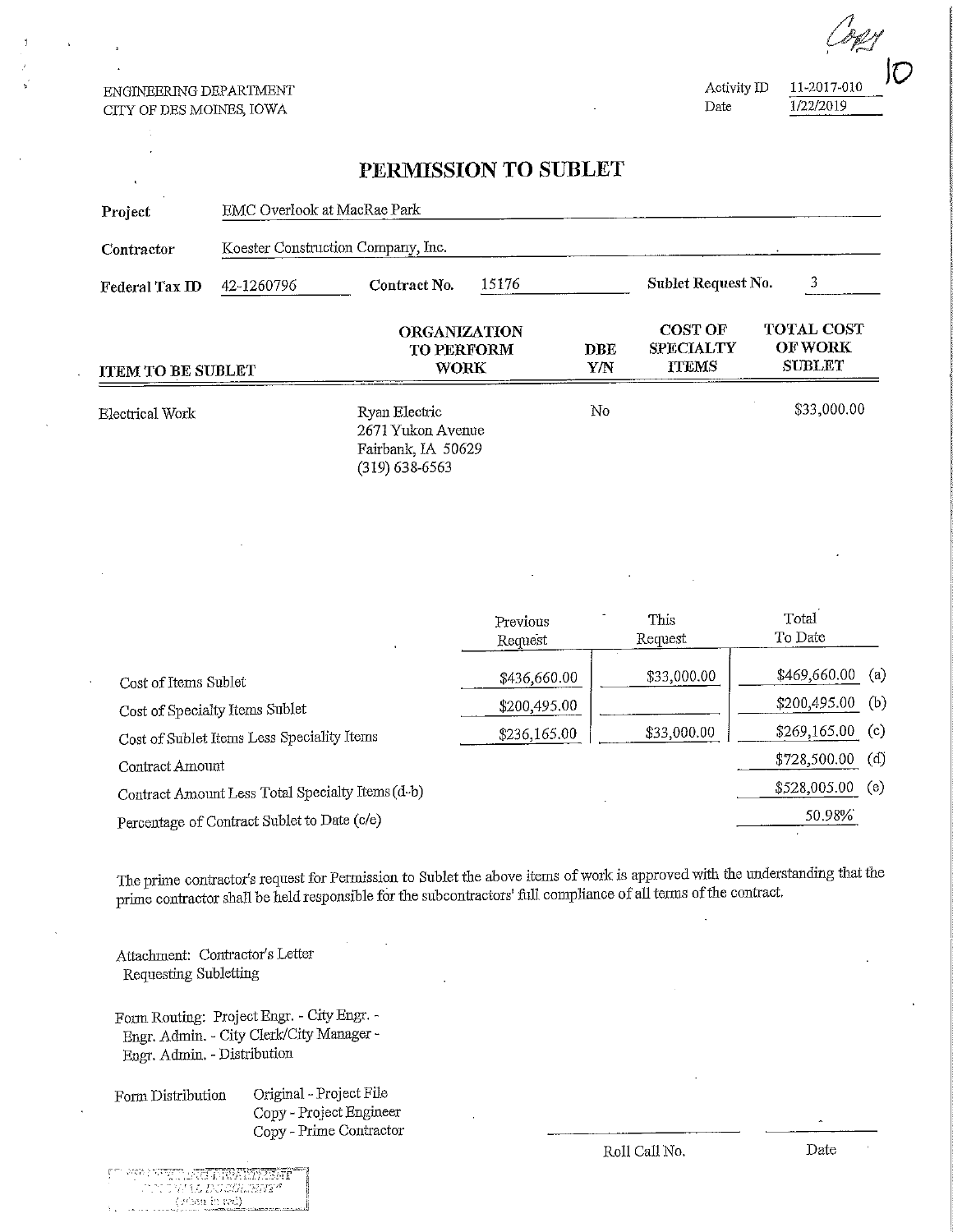Copy

10

ENGINEERING DEPARTMENT
CITY OF DES MOINES, IOWA

Activity ID 11-2017-010
Date 1/22/2019

# PERMISSION TO SUBLET

**Project** EMC Overlook at MacRae Park

**Contractor** Koester Construction Company, Inc.

**Federal Tax ID** 42-1260796 **Contract No.** 15176 **Sublet Request No.** 3

| ITEM TO BE SUBLET | ORGANIZATION TO PERFORM WORK | DBE Y/N | COST OF SPECIALTY ITEMS | TOTAL COST OF WORK SUBLET |
|---|---|---|---|---|
| Electrical Work | Ryan Electric<br>2671 Yukon Avenue<br>Fairbank, IA 50629<br>(319) 638-6563 | No | | $33,000.00 |

| | Previous Request | This Request | Total To Date | |
|---|---|---|---|---|
| Cost of Items Sublet | $436,660.00 | $33,000.00 | $469,660.00 | (a) |
| Cost of Specialty Items Sublet | $200,495.00 | | $200,495.00 | (b) |
| Cost of Sublet Items Less Speciality Items | $236,165.00 | $33,000.00 | $269,165.00 | (c) |
| Contract Amount | | | $728,500.00 | (d) |
| Contract Amount Less Total Specialty Items (d-b) | | | $528,005.00 | (e) |
| Percentage of Contract Sublet to Date (c/e) | | | 50.98% | |

The prime contractor's request for Permission to Sublet the above items of work is approved with the understanding that the prime contractor shall be held responsible for the subcontractors' full compliance of all terms of the contract.

Attachment: Contractor's Letter Requesting Subletting

Form Routing: Project Engr. - City Engr. - Engr. Admin. - City Clerk/City Manager - Engr. Admin. - Distribution

Form Distribution
Original - Project File
Copy - Project Engineer
Copy - Prime Contractor

Roll Call No. ______ Date ______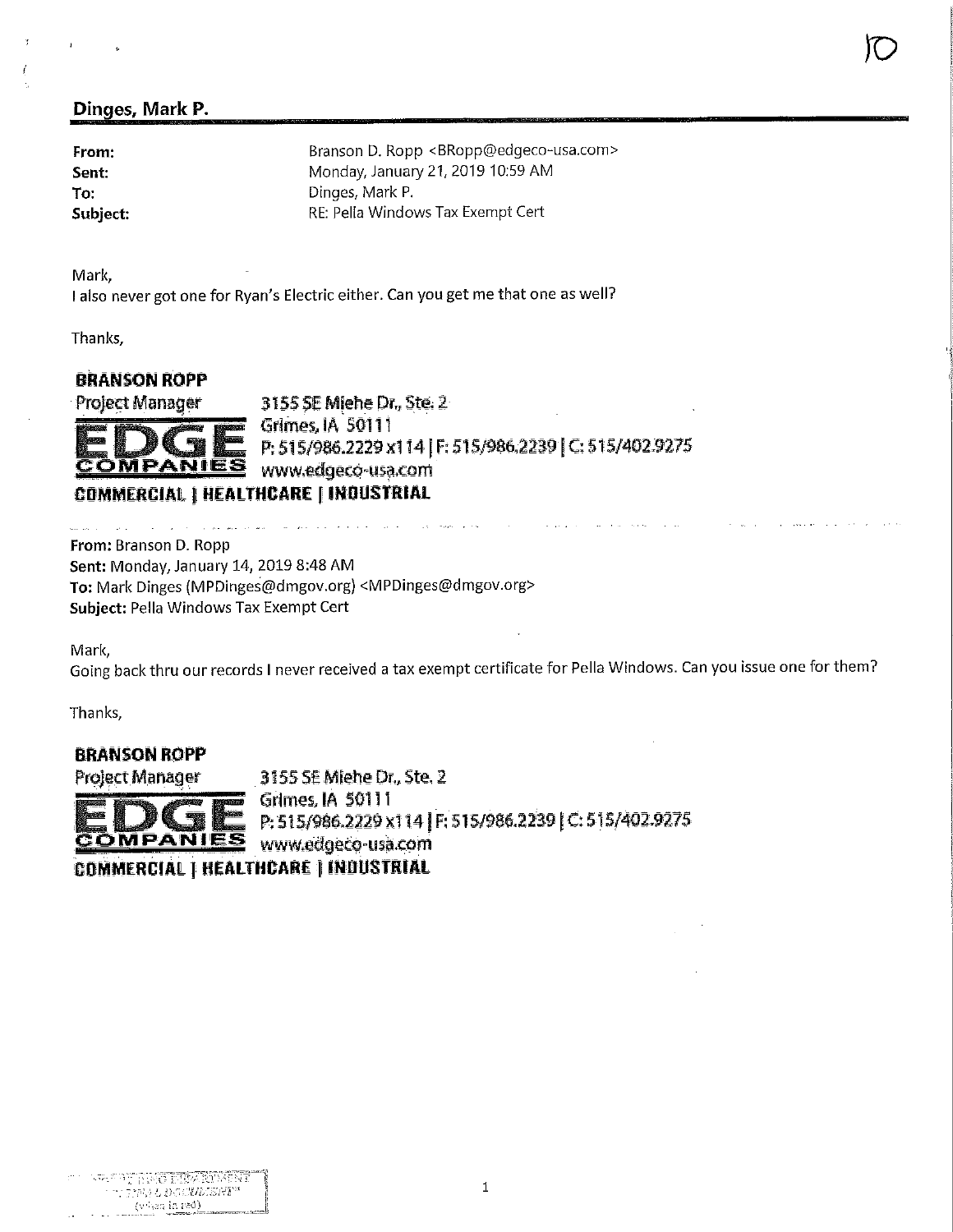**Dinges, Mark P.**

| | |
|---|---|
| **From:** | Branson D. Ropp <BRopp@edgeco-usa.com> |
| **Sent:** | Monday, January 21, 2019 10:59 AM |
| **To:** | Dinges, Mark P. |
| **Subject:** | RE: Pella Windows Tax Exempt Cert |

Mark,
I also never got one for Ryan's Electric either. Can you get me that one as well?

Thanks,

**BRANSON ROPP**
Project Manager
EDGE COMPANIES
3155 SE Miehe Dr., Ste. 2
Grimes, IA 50111
P: 515/986.2229 x114 | F: 515/986.2239 | C: 515/402.9275
www.edgeco-usa.com
**COMMERCIAL | HEALTHCARE | INDUSTRIAL**

---

**From:** Branson D. Ropp
**Sent:** Monday, January 14, 2019 8:48 AM
**To:** Mark Dinges (MPDinges@dmgov.org) <MPDinges@dmgov.org>
**Subject:** Pella Windows Tax Exempt Cert

Mark,
Going back thru our records I never received a tax exempt certificate for Pella Windows. Can you issue one for them?

Thanks,

**BRANSON ROPP**
Project Manager
EDGE COMPANIES
3155 SE Miehe Dr., Ste. 2
Grimes, IA 50111
P: 515/986.2229 x114 | F: 515/986.2239 | C: 515/402.9275
www.edgeco-usa.com
**COMMERCIAL | HEALTHCARE | INDUSTRIAL**